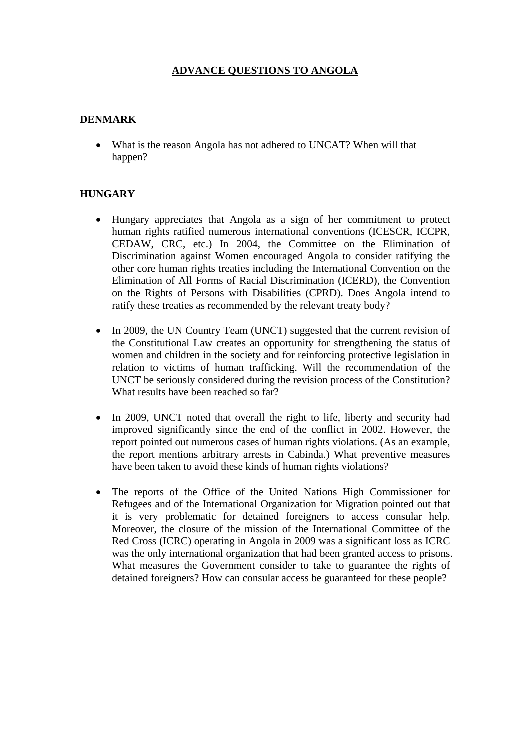# ADVANCE QUESTIONS TO ANGOLA

## DENMARK

- What is the reason Angola has not adhered to UNCAT? When will that happen?

## HUNGARY

- Hungary appreciates that Angola as a sign of her commitment to protect human rights ratified numerous international conventions (ICESCR, ICCPR, CEDAW, CRC, etc.) In 2004, the Committee on the Elimination of Discrimination against Women encouraged Angola to consider ratifying the other core human rights treaties including the International Convention on the Elimination of All Forms of Racial Discrimination (ICERD), the Convention on the Rights of Persons with Disabilities (CPRD). Does Angola intend to ratify these treaties as recommended by the relevant treaty body?

- In 2009, the UN Country Team (UNCT) suggested that the current revision of the Constitutional Law creates an opportunity for strengthening the status of women and children in the society and for reinforcing protective legislation in relation to victims of human trafficking. Will the recommendation of the UNCT be seriously considered during the revision process of the Constitution? What results have been reached so far?

- In 2009, UNCT noted that overall the right to life, liberty and security had improved significantly since the end of the conflict in 2002. However, the report pointed out numerous cases of human rights violations. (As an example, the report mentions arbitrary arrests in Cabinda.) What preventive measures have been taken to avoid these kinds of human rights violations?

- The reports of the Office of the United Nations High Commissioner for Refugees and of the International Organization for Migration pointed out that it is very problematic for detained foreigners to access consular help. Moreover, the closure of the mission of the International Committee of the Red Cross (ICRC) operating in Angola in 2009 was a significant loss as ICRC was the only international organization that had been granted access to prisons. What measures the Government consider to take to guarantee the rights of detained foreigners? How can consular access be guaranteed for these people?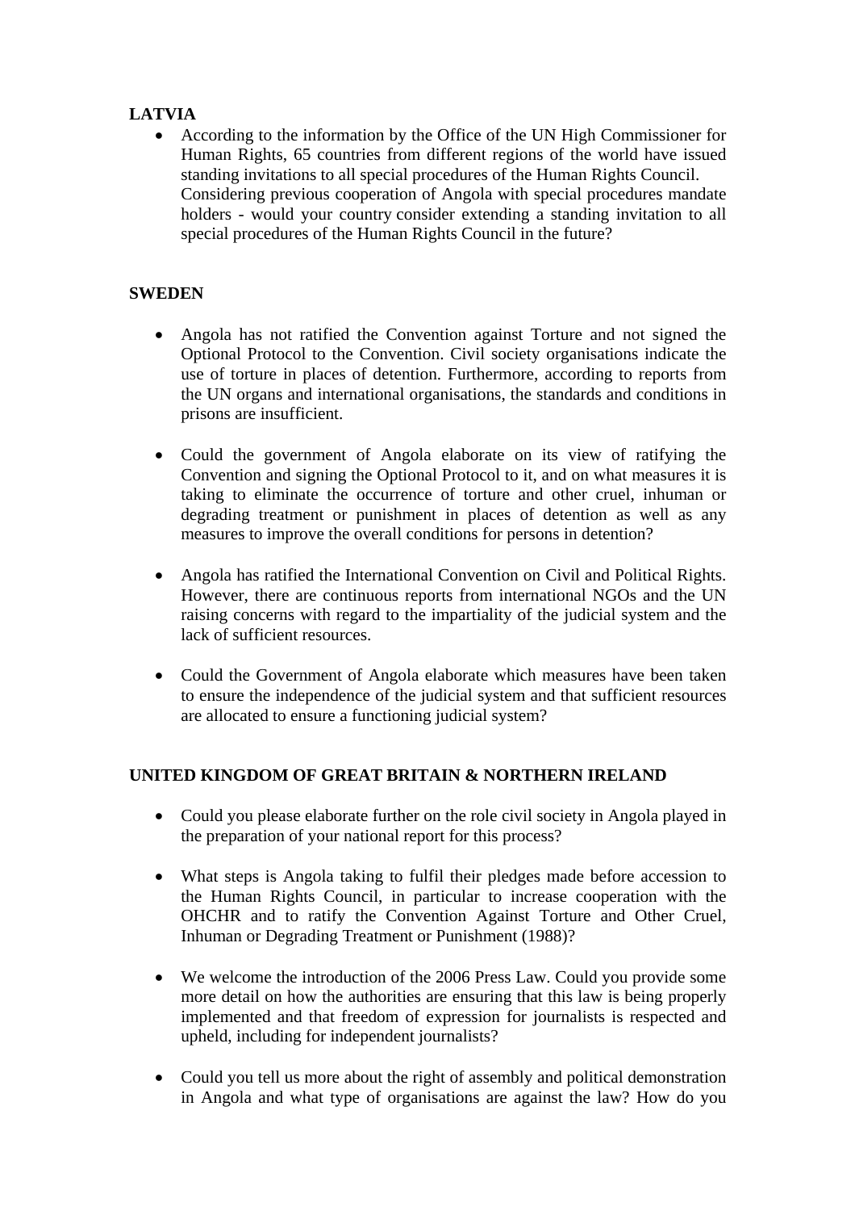**LATVIA**

- According to the information by the Office of the UN High Commissioner for Human Rights, 65 countries from different regions of the world have issued standing invitations to all special procedures of the Human Rights Council. Considering previous cooperation of Angola with special procedures mandate holders - would your country consider extending a standing invitation to all special procedures of the Human Rights Council in the future?

**SWEDEN**

- Angola has not ratified the Convention against Torture and not signed the Optional Protocol to the Convention. Civil society organisations indicate the use of torture in places of detention. Furthermore, according to reports from the UN organs and international organisations, the standards and conditions in prisons are insufficient.

- Could the government of Angola elaborate on its view of ratifying the Convention and signing the Optional Protocol to it, and on what measures it is taking to eliminate the occurrence of torture and other cruel, inhuman or degrading treatment or punishment in places of detention as well as any measures to improve the overall conditions for persons in detention?

- Angola has ratified the International Convention on Civil and Political Rights. However, there are continuous reports from international NGOs and the UN raising concerns with regard to the impartiality of the judicial system and the lack of sufficient resources.

- Could the Government of Angola elaborate which measures have been taken to ensure the independence of the judicial system and that sufficient resources are allocated to ensure a functioning judicial system?

**UNITED KINGDOM OF GREAT BRITAIN & NORTHERN IRELAND**

- Could you please elaborate further on the role civil society in Angola played in the preparation of your national report for this process?

- What steps is Angola taking to fulfil their pledges made before accession to the Human Rights Council, in particular to increase cooperation with the OHCHR and to ratify the Convention Against Torture and Other Cruel, Inhuman or Degrading Treatment or Punishment (1988)?

- We welcome the introduction of the 2006 Press Law. Could you provide some more detail on how the authorities are ensuring that this law is being properly implemented and that freedom of expression for journalists is respected and upheld, including for independent journalists?

- Could you tell us more about the right of assembly and political demonstration in Angola and what type of organisations are against the law? How do you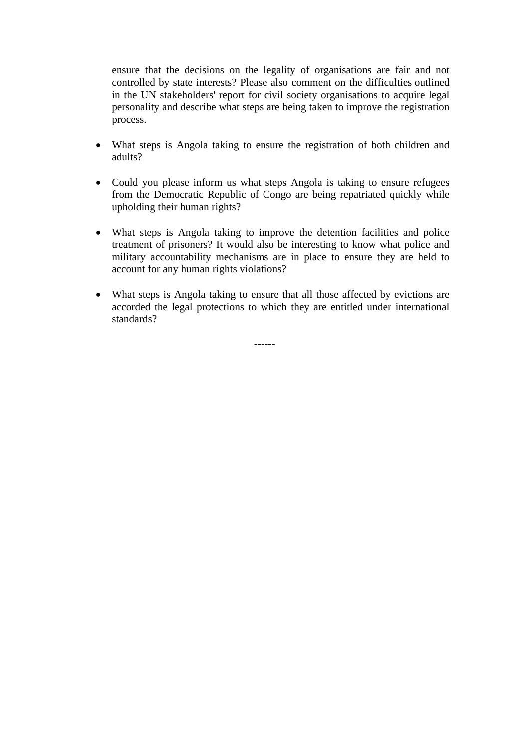ensure that the decisions on the legality of organisations are fair and not controlled by state interests? Please also comment on the difficulties outlined in the UN stakeholders' report for civil society organisations to acquire legal personality and describe what steps are being taken to improve the registration process.

- What steps is Angola taking to ensure the registration of both children and adults?

- Could you please inform us what steps Angola is taking to ensure refugees from the Democratic Republic of Congo are being repatriated quickly while upholding their human rights?

- What steps is Angola taking to improve the detention facilities and police treatment of prisoners? It would also be interesting to know what police and military accountability mechanisms are in place to ensure they are held to account for any human rights violations?

- What steps is Angola taking to ensure that all those affected by evictions are accorded the legal protections to which they are entitled under international standards?

------